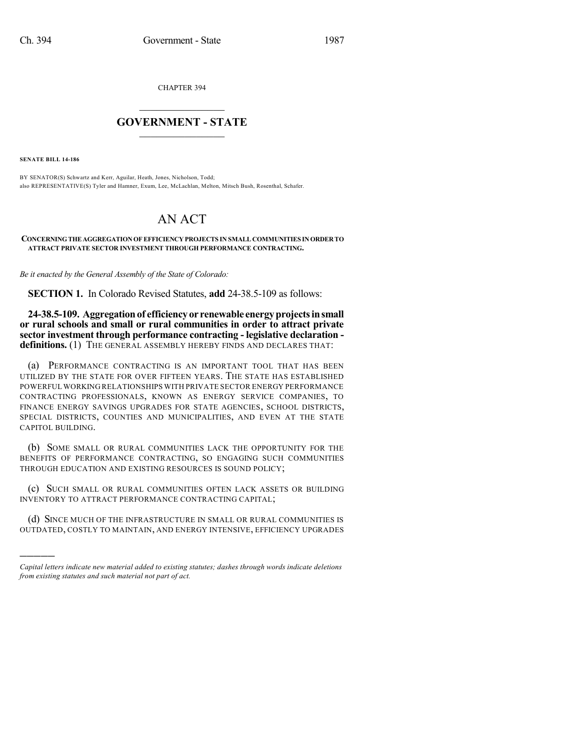CHAPTER 394

# GOVERNMENT - STATE

**SENATE BILL 14-186**

BY SENATOR(S) Schwartz and Kerr, Aguilar, Heath, Jones, Nicholson, Todd;
also REPRESENTATIVE(S) Tyler and Hamner, Exum, Lee, McLachlan, Melton, Mitsch Bush, Rosenthal, Schafer.

# AN ACT

**CONCERNING THE AGGREGATION OF EFFICIENCY PROJECTS IN SMALL COMMUNITIES IN ORDER TO ATTRACT PRIVATE SECTOR INVESTMENT THROUGH PERFORMANCE CONTRACTING.**

*Be it enacted by the General Assembly of the State of Colorado:*

**SECTION 1.** In Colorado Revised Statutes, **add** 24-38.5-109 as follows:

**24-38.5-109. Aggregation of efficiency or renewable energy projects in small or rural schools and small or rural communities in order to attract private sector investment through performance contracting - legislative declaration - definitions.** (1) THE GENERAL ASSEMBLY HEREBY FINDS AND DECLARES THAT:

(a) PERFORMANCE CONTRACTING IS AN IMPORTANT TOOL THAT HAS BEEN UTILIZED BY THE STATE FOR OVER FIFTEEN YEARS. THE STATE HAS ESTABLISHED POWERFUL WORKING RELATIONSHIPS WITH PRIVATE SECTOR ENERGY PERFORMANCE CONTRACTING PROFESSIONALS, KNOWN AS ENERGY SERVICE COMPANIES, TO FINANCE ENERGY SAVINGS UPGRADES FOR STATE AGENCIES, SCHOOL DISTRICTS, SPECIAL DISTRICTS, COUNTIES AND MUNICIPALITIES, AND EVEN AT THE STATE CAPITOL BUILDING.

(b) SOME SMALL OR RURAL COMMUNITIES LACK THE OPPORTUNITY FOR THE BENEFITS OF PERFORMANCE CONTRACTING, SO ENGAGING SUCH COMMUNITIES THROUGH EDUCATION AND EXISTING RESOURCES IS SOUND POLICY;

(c) SUCH SMALL OR RURAL COMMUNITIES OFTEN LACK ASSETS OR BUILDING INVENTORY TO ATTRACT PERFORMANCE CONTRACTING CAPITAL;

(d) SINCE MUCH OF THE INFRASTRUCTURE IN SMALL OR RURAL COMMUNITIES IS OUTDATED, COSTLY TO MAINTAIN, AND ENERGY INTENSIVE, EFFICIENCY UPGRADES

---

*Capital letters indicate new material added to existing statutes; dashes through words indicate deletions from existing statutes and such material not part of act.*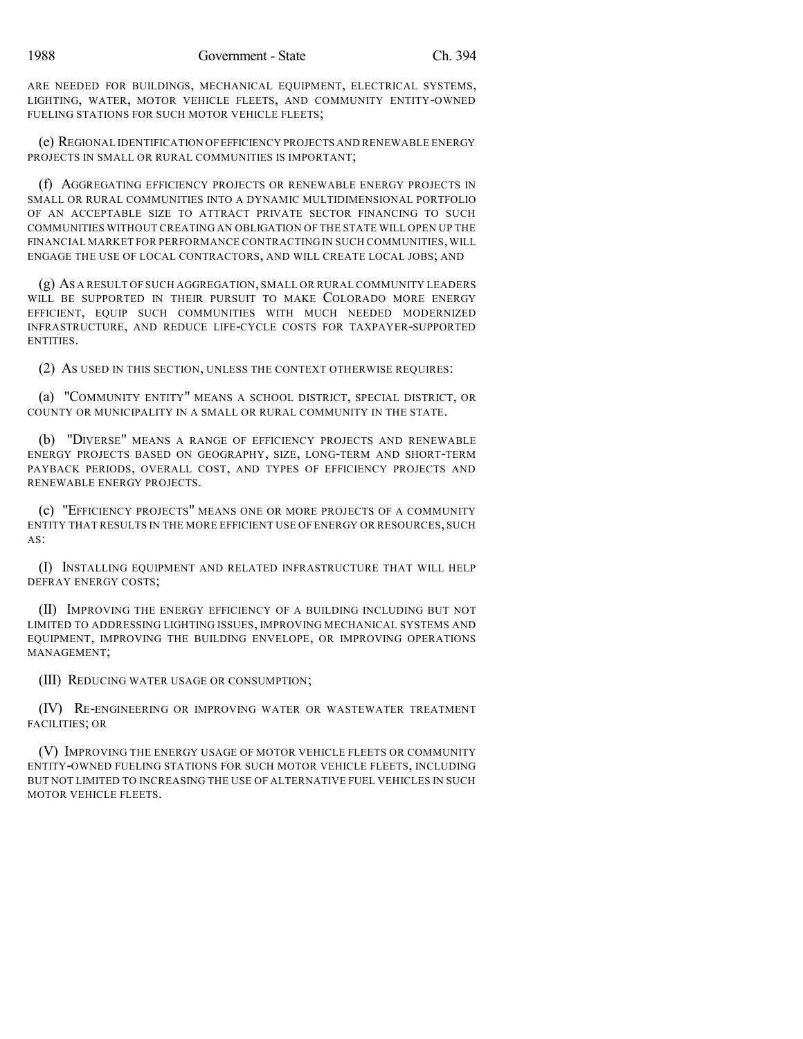ARE NEEDED FOR BUILDINGS, MECHANICAL EQUIPMENT, ELECTRICAL SYSTEMS, LIGHTING, WATER, MOTOR VEHICLE FLEETS, AND COMMUNITY ENTITY-OWNED FUELING STATIONS FOR SUCH MOTOR VEHICLE FLEETS;

(e) REGIONAL IDENTIFICATION OF EFFICIENCY PROJECTS AND RENEWABLE ENERGY PROJECTS IN SMALL OR RURAL COMMUNITIES IS IMPORTANT;

(f) AGGREGATING EFFICIENCY PROJECTS OR RENEWABLE ENERGY PROJECTS IN SMALL OR RURAL COMMUNITIES INTO A DYNAMIC MULTIDIMENSIONAL PORTFOLIO OF AN ACCEPTABLE SIZE TO ATTRACT PRIVATE SECTOR FINANCING TO SUCH COMMUNITIES WITHOUT CREATING AN OBLIGATION OF THE STATE WILL OPEN UP THE FINANCIAL MARKET FOR PERFORMANCE CONTRACTING IN SUCH COMMUNITIES, WILL ENGAGE THE USE OF LOCAL CONTRACTORS, AND WILL CREATE LOCAL JOBS; AND

(g) AS A RESULT OF SUCH AGGREGATION, SMALL OR RURAL COMMUNITY LEADERS WILL BE SUPPORTED IN THEIR PURSUIT TO MAKE COLORADO MORE ENERGY EFFICIENT, EQUIP SUCH COMMUNITIES WITH MUCH NEEDED MODERNIZED INFRASTRUCTURE, AND REDUCE LIFE-CYCLE COSTS FOR TAXPAYER-SUPPORTED ENTITIES.

(2) AS USED IN THIS SECTION, UNLESS THE CONTEXT OTHERWISE REQUIRES:

(a) "COMMUNITY ENTITY" MEANS A SCHOOL DISTRICT, SPECIAL DISTRICT, OR COUNTY OR MUNICIPALITY IN A SMALL OR RURAL COMMUNITY IN THE STATE.

(b) "DIVERSE" MEANS A RANGE OF EFFICIENCY PROJECTS AND RENEWABLE ENERGY PROJECTS BASED ON GEOGRAPHY, SIZE, LONG-TERM AND SHORT-TERM PAYBACK PERIODS, OVERALL COST, AND TYPES OF EFFICIENCY PROJECTS AND RENEWABLE ENERGY PROJECTS.

(c) "EFFICIENCY PROJECTS" MEANS ONE OR MORE PROJECTS OF A COMMUNITY ENTITY THAT RESULTS IN THE MORE EFFICIENT USE OF ENERGY OR RESOURCES, SUCH AS:

(I) INSTALLING EQUIPMENT AND RELATED INFRASTRUCTURE THAT WILL HELP DEFRAY ENERGY COSTS;

(II) IMPROVING THE ENERGY EFFICIENCY OF A BUILDING INCLUDING BUT NOT LIMITED TO ADDRESSING LIGHTING ISSUES, IMPROVING MECHANICAL SYSTEMS AND EQUIPMENT, IMPROVING THE BUILDING ENVELOPE, OR IMPROVING OPERATIONS MANAGEMENT;

(III) REDUCING WATER USAGE OR CONSUMPTION;

(IV) RE-ENGINEERING OR IMPROVING WATER OR WASTEWATER TREATMENT FACILITIES; OR

(V) IMPROVING THE ENERGY USAGE OF MOTOR VEHICLE FLEETS OR COMMUNITY ENTITY-OWNED FUELING STATIONS FOR SUCH MOTOR VEHICLE FLEETS, INCLUDING BUT NOT LIMITED TO INCREASING THE USE OF ALTERNATIVE FUEL VEHICLES IN SUCH MOTOR VEHICLE FLEETS.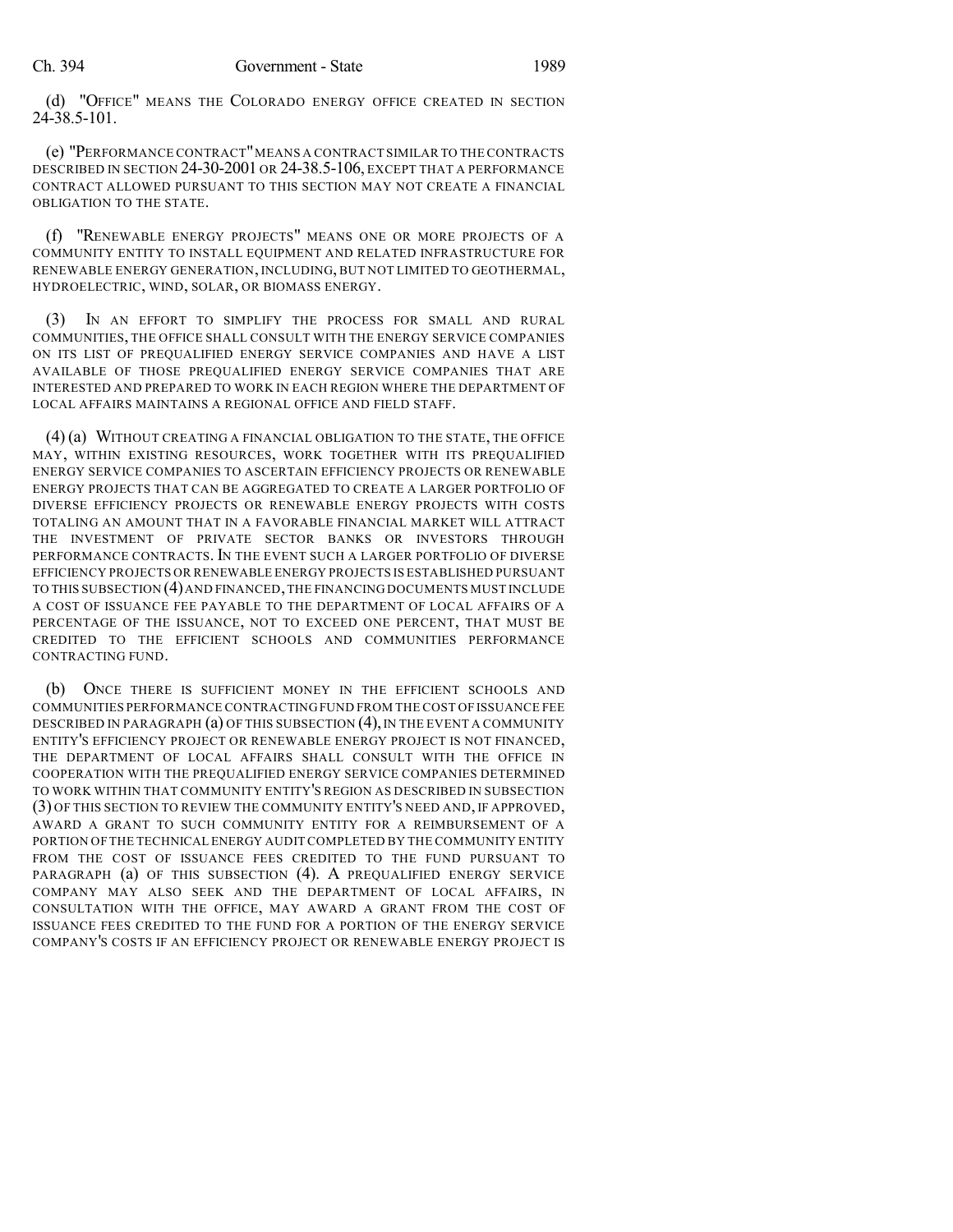(d) "OFFICE" MEANS THE COLORADO ENERGY OFFICE CREATED IN SECTION 24-38.5-101.

(e) "PERFORMANCE CONTRACT" MEANS A CONTRACT SIMILAR TO THE CONTRACTS DESCRIBED IN SECTION 24-30-2001 OR 24-38.5-106, EXCEPT THAT A PERFORMANCE CONTRACT ALLOWED PURSUANT TO THIS SECTION MAY NOT CREATE A FINANCIAL OBLIGATION TO THE STATE.

(f) "RENEWABLE ENERGY PROJECTS" MEANS ONE OR MORE PROJECTS OF A COMMUNITY ENTITY TO INSTALL EQUIPMENT AND RELATED INFRASTRUCTURE FOR RENEWABLE ENERGY GENERATION, INCLUDING, BUT NOT LIMITED TO GEOTHERMAL, HYDROELECTRIC, WIND, SOLAR, OR BIOMASS ENERGY.

(3) IN AN EFFORT TO SIMPLIFY THE PROCESS FOR SMALL AND RURAL COMMUNITIES, THE OFFICE SHALL CONSULT WITH THE ENERGY SERVICE COMPANIES ON ITS LIST OF PREQUALIFIED ENERGY SERVICE COMPANIES AND HAVE A LIST AVAILABLE OF THOSE PREQUALIFIED ENERGY SERVICE COMPANIES THAT ARE INTERESTED AND PREPARED TO WORK IN EACH REGION WHERE THE DEPARTMENT OF LOCAL AFFAIRS MAINTAINS A REGIONAL OFFICE AND FIELD STAFF.

(4) (a) WITHOUT CREATING A FINANCIAL OBLIGATION TO THE STATE, THE OFFICE MAY, WITHIN EXISTING RESOURCES, WORK TOGETHER WITH ITS PREQUALIFIED ENERGY SERVICE COMPANIES TO ASCERTAIN EFFICIENCY PROJECTS OR RENEWABLE ENERGY PROJECTS THAT CAN BE AGGREGATED TO CREATE A LARGER PORTFOLIO OF DIVERSE EFFICIENCY PROJECTS OR RENEWABLE ENERGY PROJECTS WITH COSTS TOTALING AN AMOUNT THAT IN A FAVORABLE FINANCIAL MARKET WILL ATTRACT THE INVESTMENT OF PRIVATE SECTOR BANKS OR INVESTORS THROUGH PERFORMANCE CONTRACTS. IN THE EVENT SUCH A LARGER PORTFOLIO OF DIVERSE EFFICIENCY PROJECTS OR RENEWABLE ENERGY PROJECTS IS ESTABLISHED PURSUANT TO THIS SUBSECTION (4) AND FINANCED, THE FINANCING DOCUMENTS MUST INCLUDE A COST OF ISSUANCE FEE PAYABLE TO THE DEPARTMENT OF LOCAL AFFAIRS OF A PERCENTAGE OF THE ISSUANCE, NOT TO EXCEED ONE PERCENT, THAT MUST BE CREDITED TO THE EFFICIENT SCHOOLS AND COMMUNITIES PERFORMANCE CONTRACTING FUND.

(b) ONCE THERE IS SUFFICIENT MONEY IN THE EFFICIENT SCHOOLS AND COMMUNITIES PERFORMANCE CONTRACTING FUND FROM THE COST OF ISSUANCE FEE DESCRIBED IN PARAGRAPH (a) OF THIS SUBSECTION (4), IN THE EVENT A COMMUNITY ENTITY'S EFFICIENCY PROJECT OR RENEWABLE ENERGY PROJECT IS NOT FINANCED, THE DEPARTMENT OF LOCAL AFFAIRS SHALL CONSULT WITH THE OFFICE IN COOPERATION WITH THE PREQUALIFIED ENERGY SERVICE COMPANIES DETERMINED TO WORK WITHIN THAT COMMUNITY ENTITY'S REGION AS DESCRIBED IN SUBSECTION (3) OF THIS SECTION TO REVIEW THE COMMUNITY ENTITY'S NEED AND, IF APPROVED, AWARD A GRANT TO SUCH COMMUNITY ENTITY FOR A REIMBURSEMENT OF A PORTION OF THE TECHNICAL ENERGY AUDIT COMPLETED BY THE COMMUNITY ENTITY FROM THE COST OF ISSUANCE FEES CREDITED TO THE FUND PURSUANT TO PARAGRAPH (a) OF THIS SUBSECTION (4). A PREQUALIFIED ENERGY SERVICE COMPANY MAY ALSO SEEK AND THE DEPARTMENT OF LOCAL AFFAIRS, IN CONSULTATION WITH THE OFFICE, MAY AWARD A GRANT FROM THE COST OF ISSUANCE FEES CREDITED TO THE FUND FOR A PORTION OF THE ENERGY SERVICE COMPANY'S COSTS IF AN EFFICIENCY PROJECT OR RENEWABLE ENERGY PROJECT IS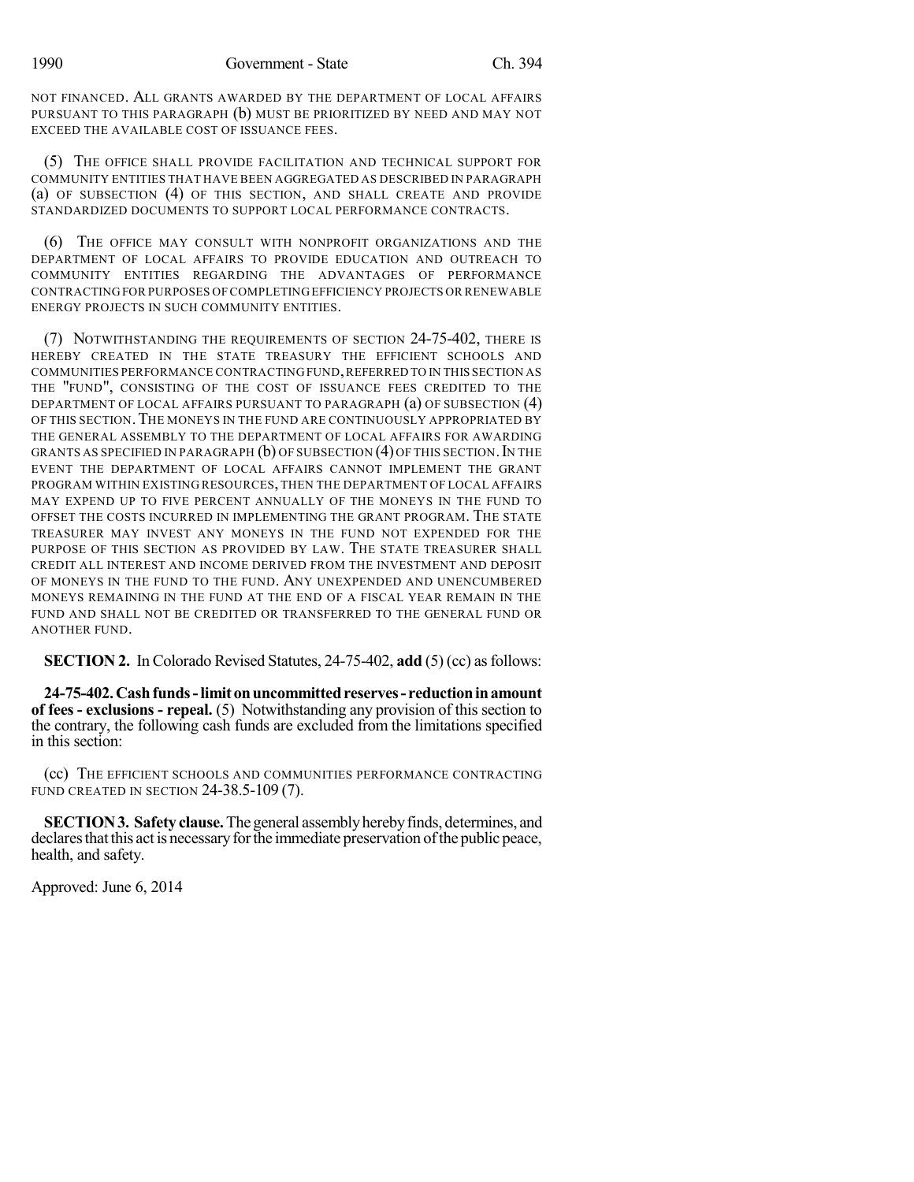NOT FINANCED. ALL GRANTS AWARDED BY THE DEPARTMENT OF LOCAL AFFAIRS PURSUANT TO THIS PARAGRAPH (b) MUST BE PRIORITIZED BY NEED AND MAY NOT EXCEED THE AVAILABLE COST OF ISSUANCE FEES.

(5) THE OFFICE SHALL PROVIDE FACILITATION AND TECHNICAL SUPPORT FOR COMMUNITY ENTITIES THAT HAVE BEEN AGGREGATED AS DESCRIBED IN PARAGRAPH (a) OF SUBSECTION (4) OF THIS SECTION, AND SHALL CREATE AND PROVIDE STANDARDIZED DOCUMENTS TO SUPPORT LOCAL PERFORMANCE CONTRACTS.

(6) THE OFFICE MAY CONSULT WITH NONPROFIT ORGANIZATIONS AND THE DEPARTMENT OF LOCAL AFFAIRS TO PROVIDE EDUCATION AND OUTREACH TO COMMUNITY ENTITIES REGARDING THE ADVANTAGES OF PERFORMANCE CONTRACTING FOR PURPOSES OF COMPLETING EFFICIENCY PROJECTS OR RENEWABLE ENERGY PROJECTS IN SUCH COMMUNITY ENTITIES.

(7) NOTWITHSTANDING THE REQUIREMENTS OF SECTION 24-75-402, THERE IS HEREBY CREATED IN THE STATE TREASURY THE EFFICIENT SCHOOLS AND COMMUNITIES PERFORMANCE CONTRACTING FUND, REFERRED TO IN THIS SECTION AS THE "FUND", CONSISTING OF THE COST OF ISSUANCE FEES CREDITED TO THE DEPARTMENT OF LOCAL AFFAIRS PURSUANT TO PARAGRAPH (a) OF SUBSECTION (4) OF THIS SECTION. THE MONEYS IN THE FUND ARE CONTINUOUSLY APPROPRIATED BY THE GENERAL ASSEMBLY TO THE DEPARTMENT OF LOCAL AFFAIRS FOR AWARDING GRANTS AS SPECIFIED IN PARAGRAPH (b) OF SUBSECTION (4) OF THIS SECTION. IN THE EVENT THE DEPARTMENT OF LOCAL AFFAIRS CANNOT IMPLEMENT THE GRANT PROGRAM WITHIN EXISTING RESOURCES, THEN THE DEPARTMENT OF LOCAL AFFAIRS MAY EXPEND UP TO FIVE PERCENT ANNUALLY OF THE MONEYS IN THE FUND TO OFFSET THE COSTS INCURRED IN IMPLEMENTING THE GRANT PROGRAM. THE STATE TREASURER MAY INVEST ANY MONEYS IN THE FUND NOT EXPENDED FOR THE PURPOSE OF THIS SECTION AS PROVIDED BY LAW. THE STATE TREASURER SHALL CREDIT ALL INTEREST AND INCOME DERIVED FROM THE INVESTMENT AND DEPOSIT OF MONEYS IN THE FUND TO THE FUND. ANY UNEXPENDED AND UNENCUMBERED MONEYS REMAINING IN THE FUND AT THE END OF A FISCAL YEAR REMAIN IN THE FUND AND SHALL NOT BE CREDITED OR TRANSFERRED TO THE GENERAL FUND OR ANOTHER FUND.

**SECTION 2.** In Colorado Revised Statutes, 24-75-402, **add** (5) (cc) as follows:

**24-75-402. Cash funds - limit on uncommitted reserves - reduction in amount of fees - exclusions - repeal.** (5) Notwithstanding any provision of this section to the contrary, the following cash funds are excluded from the limitations specified in this section:

(cc) THE EFFICIENT SCHOOLS AND COMMUNITIES PERFORMANCE CONTRACTING FUND CREATED IN SECTION 24-38.5-109 (7).

**SECTION 3. Safety clause.** The general assembly hereby finds, determines, and declares that this act is necessary for the immediate preservation of the public peace, health, and safety.

Approved: June 6, 2014